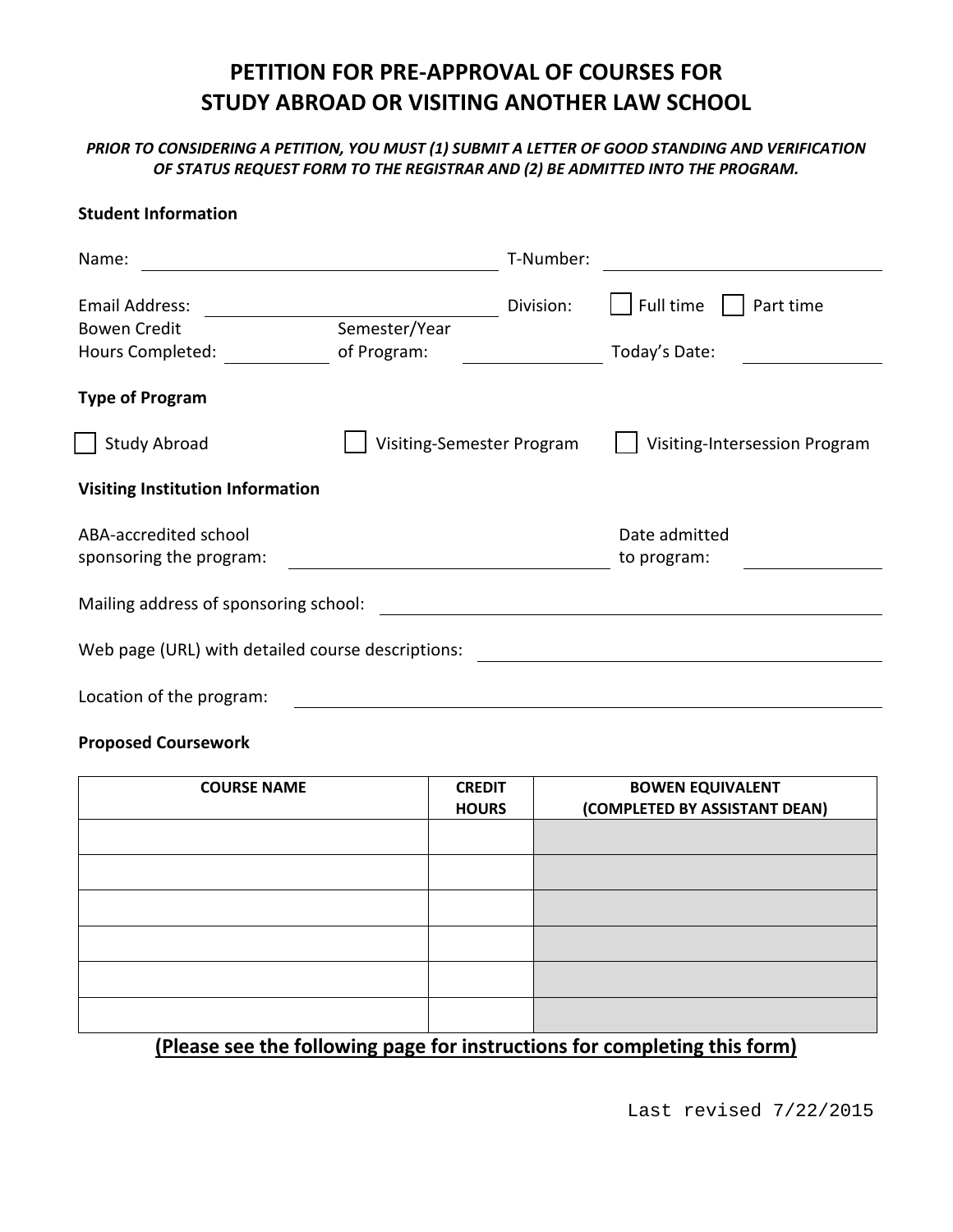# PETITION FOR PRE-APPROVAL OF COURSES FOR STUDY ABROAD OR VISITING ANOTHER LAW SCHOOL

***PRIOR TO CONSIDERING A PETITION, YOU MUST (1) SUBMIT A LETTER OF GOOD STANDING AND VERIFICATION OF STATUS REQUEST FORM TO THE REGISTRAR AND (2) BE ADMITTED INTO THE PROGRAM.***

**Student Information**

Name: ______________________________ T-Number: ______________________

Email Address: ______________________ Division: ☐ Full time ☐ Part time

Bowen Credit Hours Completed: __________ Semester/Year of Program: __________ Today's Date: __________

**Type of Program**

☐ Study Abroad ☐ Visiting-Semester Program ☐ Visiting-Intersession Program

**Visiting Institution Information**

ABA-accredited school sponsoring the program: ______________________ Date admitted to program: __________

Mailing address of sponsoring school: ______________________________

Web page (URL) with detailed course descriptions: ______________________

Location of the program: ______________________________

**Proposed Coursework**

| COURSE NAME | CREDIT HOURS | BOWEN EQUIVALENT (COMPLETED BY ASSISTANT DEAN) |
|---|---|---|
| | | |
| | | |
| | | |
| | | |
| | | |
| | | |

**(Please see the following page for instructions for completing this form)**

Last revised 7/22/2015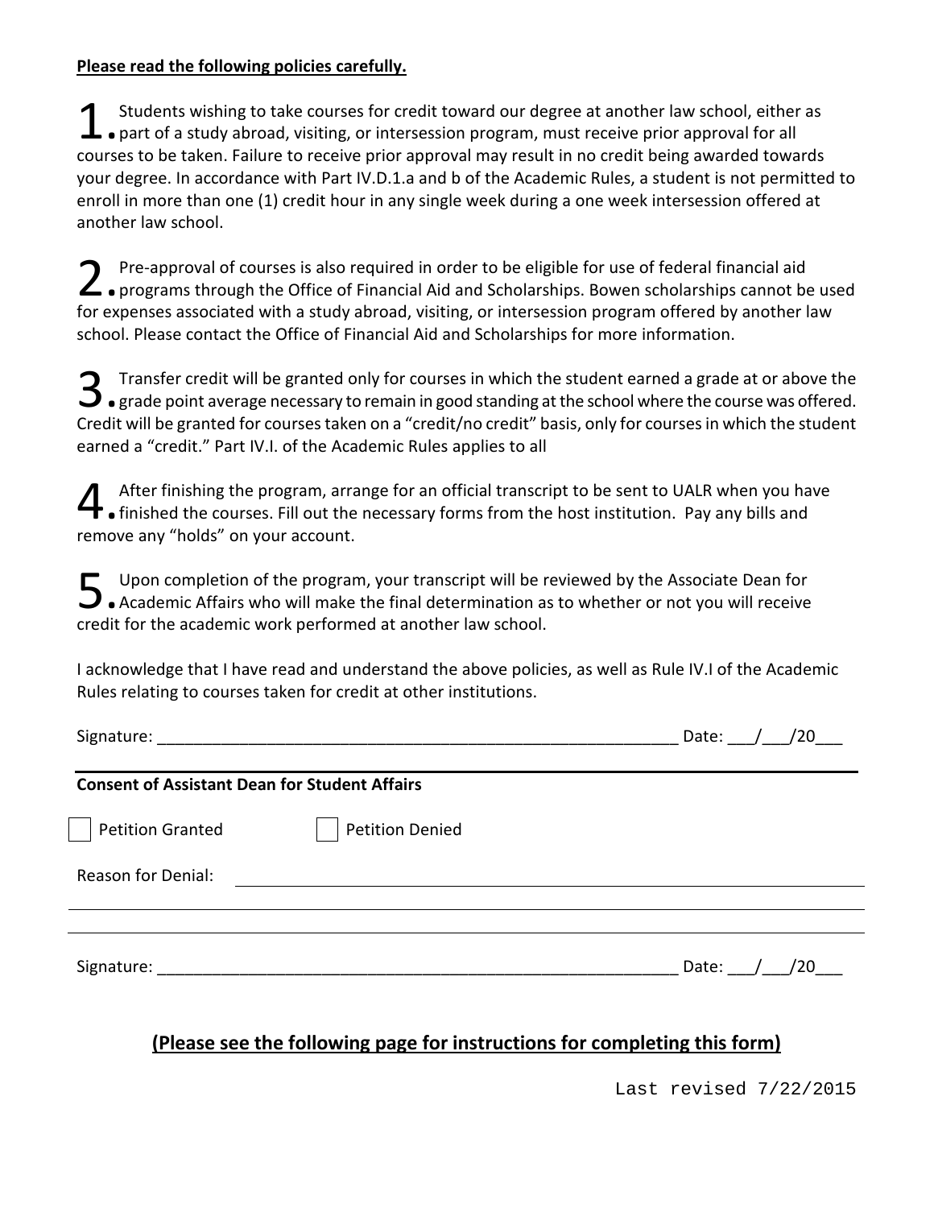**Please read the following policies carefully.**

1. Students wishing to take courses for credit toward our degree at another law school, either as part of a study abroad, visiting, or intersession program, must receive prior approval for all courses to be taken. Failure to receive prior approval may result in no credit being awarded towards your degree. In accordance with Part IV.D.1.a and b of the Academic Rules, a student is not permitted to enroll in more than one (1) credit hour in any single week during a one week intersession offered at another law school.

2. Pre-approval of courses is also required in order to be eligible for use of federal financial aid programs through the Office of Financial Aid and Scholarships. Bowen scholarships cannot be used for expenses associated with a study abroad, visiting, or intersession program offered by another law school. Please contact the Office of Financial Aid and Scholarships for more information.

3. Transfer credit will be granted only for courses in which the student earned a grade at or above the grade point average necessary to remain in good standing at the school where the course was offered. Credit will be granted for courses taken on a "credit/no credit" basis, only for courses in which the student earned a "credit." Part IV.I. of the Academic Rules applies to all

4. After finishing the program, arrange for an official transcript to be sent to UALR when you have finished the courses. Fill out the necessary forms from the host institution. Pay any bills and remove any "holds" on your account.

5. Upon completion of the program, your transcript will be reviewed by the Associate Dean for Academic Affairs who will make the final determination as to whether or not you will receive credit for the academic work performed at another law school.

I acknowledge that I have read and understand the above policies, as well as Rule IV.I of the Academic Rules relating to courses taken for credit at other institutions.

Signature: ___________________________________________________________ Date: ___/___/20___

---

**Consent of Assistant Dean for Student Affairs**

☐ Petition Granted ☐ Petition Denied

Reason for Denial: ______________________________________________________________

_______________________________________________________________________________

_______________________________________________________________________________

Signature: ___________________________________________________________ Date: ___/___/20___

**(Please see the following page for instructions for completing this form)**

Last revised 7/22/2015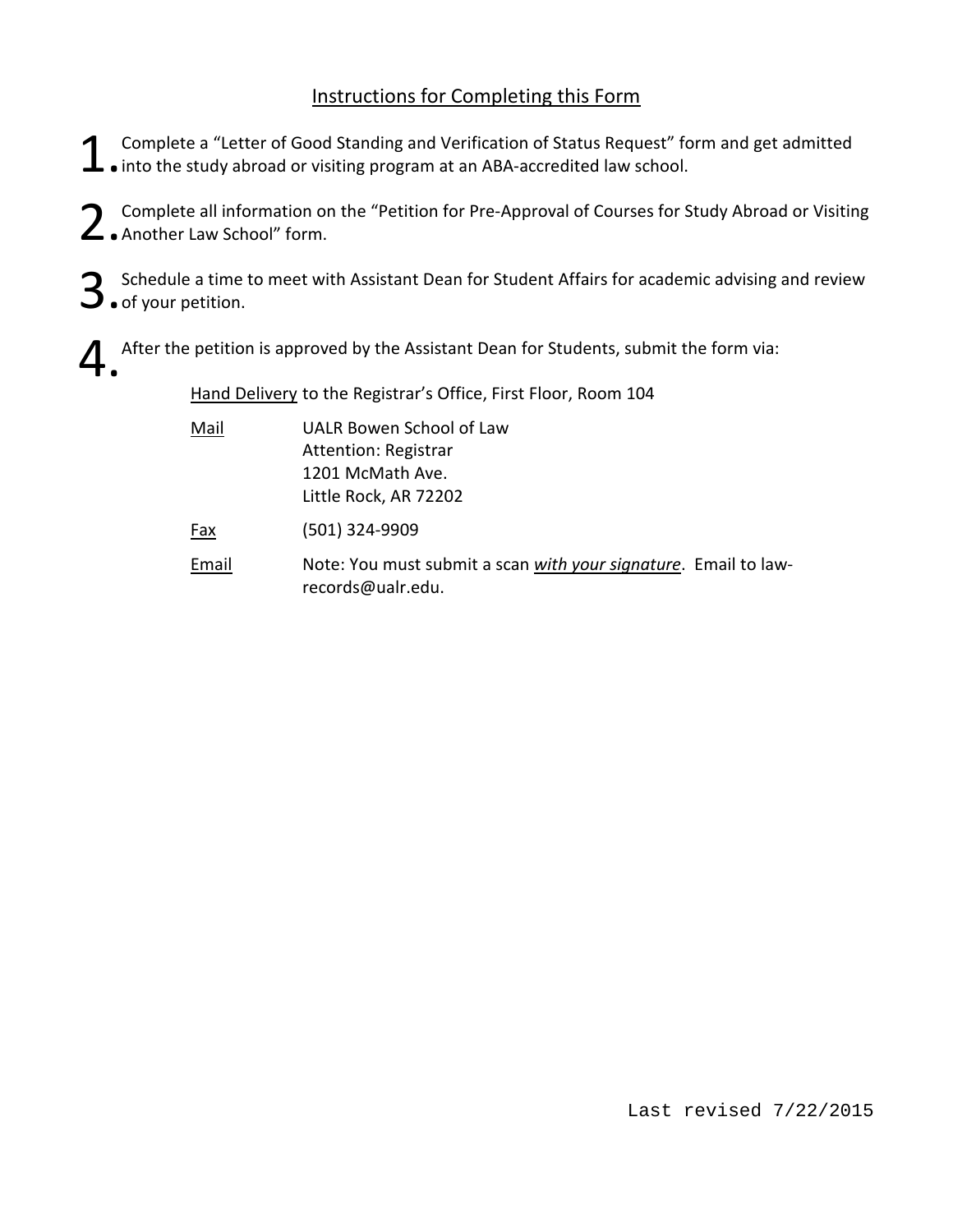## Instructions for Completing this Form

1. Complete a "Letter of Good Standing and Verification of Status Request" form and get admitted into the study abroad or visiting program at an ABA-accredited law school.

2. Complete all information on the "Petition for Pre-Approval of Courses for Study Abroad or Visiting Another Law School" form.

3. Schedule a time to meet with Assistant Dean for Student Affairs for academic advising and review of your petition.

4. After the petition is approved by the Assistant Dean for Students, submit the form via:

   Hand Delivery to the Registrar's Office, First Floor, Room 104

   Mail: UALR Bowen School of Law
   Attention: Registrar
   1201 McMath Ave.
   Little Rock, AR 72202

   Fax: (501) 324-9909

   Email: Note: You must submit a scan ***with your signature***. Email to law-records@ualr.edu.

Last revised 7/22/2015